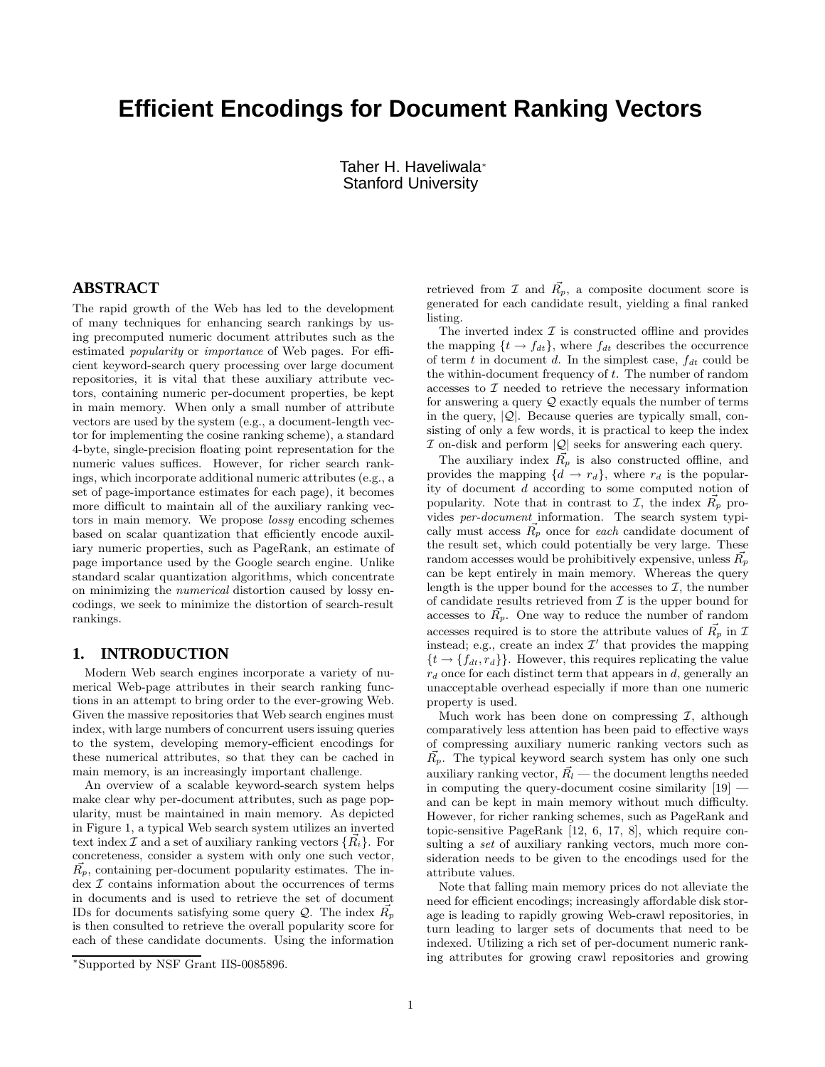# Efficient Encodings for Document Ranking Vectors

Taher H. Haveliwala[*]
Stanford University

## ABSTRACT

The rapid growth of the Web has led to the development of many techniques for enhancing search rankings by using precomputed numeric document attributes such as the estimated *popularity* or *importance* of Web pages. For efficient keyword-search query processing over large document repositories, it is vital that these auxiliary attribute vectors, containing numeric per-document properties, be kept in main memory. When only a small number of attribute vectors are used by the system (e.g., a document-length vector for implementing the cosine ranking scheme), a standard 4-byte, single-precision floating point representation for the numeric values suffices. However, for richer search rankings, which incorporate additional numeric attributes (e.g., a set of page-importance estimates for each page), it becomes more difficult to maintain all of the auxiliary ranking vectors in main memory. We propose *lossy* encoding schemes based on scalar quantization that efficiently encode auxiliary numeric properties, such as PageRank, an estimate of page importance used by the Google search engine. Unlike standard scalar quantization algorithms, which concentrate on minimizing the *numerical* distortion caused by lossy encodings, we seek to minimize the distortion of search-result rankings.

## 1. INTRODUCTION

Modern Web search engines incorporate a variety of numerical Web-page attributes in their search ranking functions in an attempt to bring order to the ever-growing Web. Given the massive repositories that Web search engines must index, with large numbers of concurrent users issuing queries to the system, developing memory-efficient encodings for these numerical attributes, so that they can be cached in main memory, is an increasingly important challenge.

An overview of a scalable keyword-search system helps make clear why per-document attributes, such as page popularity, must be maintained in main memory. As depicted in Figure 1, a typical Web search system utilizes an inverted text index $\mathcal{I}$ and a set of auxiliary ranking vectors $\{\vec{R_i}\}$. For concreteness, consider a system with only one such vector, $\vec{R_p}$, containing per-document popularity estimates. The index $\mathcal{I}$ contains information about the occurrences of terms in documents and is used to retrieve the set of document IDs for documents satisfying some query $\mathcal{Q}$. The index $\vec{R_p}$ is then consulted to retrieve the overall popularity score for each of these candidate documents. Using the information retrieved from $\mathcal{I}$ and $\vec{R_p}$, a composite document score is generated for each candidate result, yielding a final ranked listing.

The inverted index $\mathcal{I}$ is constructed offline and provides the mapping $\{t \rightarrow f_{dt}\}$, where $f_{dt}$ describes the occurrence of term $t$ in document $d$. In the simplest case, $f_{dt}$ could be the within-document frequency of $t$. The number of random accesses to $\mathcal{I}$ needed to retrieve the necessary information for answering a query $\mathcal{Q}$ exactly equals the number of terms in the query, $|\mathcal{Q}|$. Because queries are typically small, consisting of only a few words, it is practical to keep the index $\mathcal{I}$ on-disk and perform $|\mathcal{Q}|$ seeks for answering each query.

The auxiliary index $\vec{R_p}$ is also constructed offline, and provides the mapping $\{d \rightarrow r_d\}$, where $r_d$ is the popularity of document $d$ according to some computed notion of popularity. Note that in contrast to $\mathcal{I}$, the index $\vec{R_p}$ provides *per-document* information. The search system typically must access $\vec{R_p}$ once for *each* candidate document of the result set, which could potentially be very large. These random accesses would be prohibitively expensive, unless $\vec{R_p}$ can be kept entirely in main memory. Whereas the query length is the upper bound for the accesses to $\mathcal{I}$, the number of candidate results retrieved from $\mathcal{I}$ is the upper bound for accesses to $\vec{R_p}$. One way to reduce the number of random accesses required is to store the attribute values of $\vec{R_p}$ in $\mathcal{I}$ instead; e.g., create an index $\mathcal{I}'$ that provides the mapping $\{t \rightarrow \{f_{dt}, r_d\}\}$. However, this requires replicating the value $r_d$ once for each distinct term that appears in $d$, generally an unacceptable overhead especially if more than one numeric property is used.

Much work has been done on compressing $\mathcal{I}$, although comparatively less attention has been paid to effective ways of compressing auxiliary numeric ranking vectors such as $\vec{R_p}$. The typical keyword search system has only one such auxiliary ranking vector, $\vec{R_l}$ — the document lengths needed in computing the query-document cosine similarity [19] — and can be kept in main memory without much difficulty. However, for richer ranking schemes, such as PageRank and topic-sensitive PageRank [12, 6, 17, 8], which require consulting a *set* of auxiliary ranking vectors, much more consideration needs to be given to the encodings used for the attribute values.

Note that falling main memory prices do not alleviate the need for efficient encodings; increasingly affordable disk storage is leading to rapidly growing Web-crawl repositories, in turn leading to larger sets of documents that need to be indexed. Utilizing a rich set of per-document numeric ranking attributes for growing crawl repositories and growing

[*]Supported by NSF Grant IIS-0085896.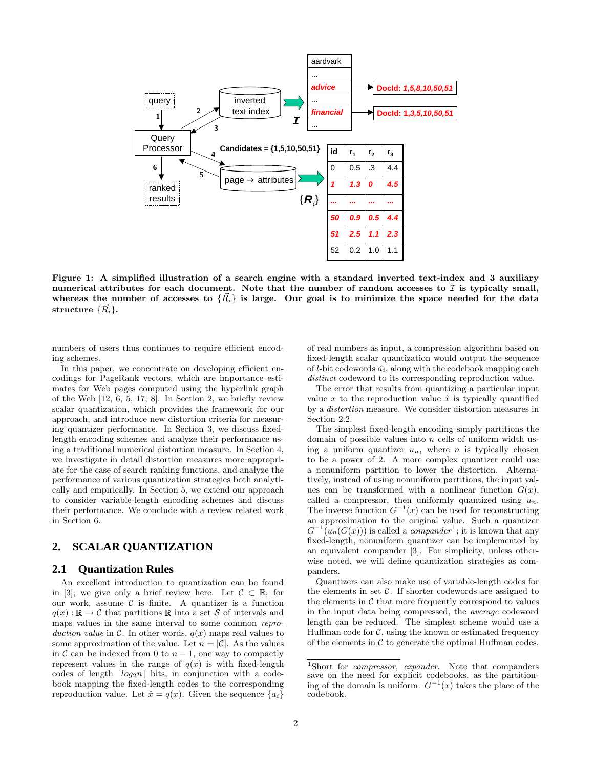Figure 1: A simplified illustration of a search engine with a standard inverted text-index and 3 auxiliary numerical attributes for each document. Note that the number of random accesses to $\mathcal{I}$ is typically small, whereas the number of accesses to $\{\vec{R}_i\}$ is large. Our goal is to minimize the space needed for the data structure $\{\vec{R}_i\}$.

numbers of users thus continues to require efficient encoding schemes.

In this paper, we concentrate on developing efficient encodings for PageRank vectors, which are importance estimates for Web pages computed using the hyperlink graph of the Web [12, 6, 5, 17, 8]. In Section 2, we briefly review scalar quantization, which provides the framework for our approach, and introduce new distortion criteria for measuring quantizer performance. In Section 3, we discuss fixed-length encoding schemes and analyze their performance using a traditional numerical distortion measure. In Section 4, we investigate in detail distortion measures more appropriate for the case of search ranking functions, and analyze the performance of various quantization strategies both analytically and empirically. In Section 5, we extend our approach to consider variable-length encoding schemes and discuss their performance. We conclude with a review related work in Section 6.

## 2. SCALAR QUANTIZATION

### 2.1 Quantization Rules

An excellent introduction to quantization can be found in [3]; we give only a brief review here. Let $\mathcal{C} \subset \mathbb{R}$; for our work, assume $\mathcal{C}$ is finite. A quantizer is a function $q(x) : \mathbb{R} \rightarrow \mathcal{C}$ that partitions $\mathbb{R}$ into a set $\mathcal{S}$ of intervals and maps values in the same interval to some common *reproduction value* in $\mathcal{C}$. In other words, $q(x)$ maps real values to some approximation of the value. Let $n = |\mathcal{C}|$. As the values in $\mathcal{C}$ can be indexed from 0 to $n-1$, one way to compactly represent values in the range of $q(x)$ is with fixed-length codes of length $\lceil log_2 n \rceil$ bits, in conjunction with a codebook mapping the fixed-length codes to the corresponding reproduction value. Let $\hat{x} = q(x)$. Given the sequence $\{a_i\}$ of real numbers as input, a compression algorithm based on fixed-length scalar quantization would output the sequence of $l$-bit codewords $\hat{a}_i$, along with the codebook mapping each *distinct* codeword to its corresponding reproduction value.

The error that results from quantizing a particular input value $x$ to the reproduction value $\hat{x}$ is typically quantified by a *distortion* measure. We consider distortion measures in Section 2.2.

The simplest fixed-length encoding simply partitions the domain of possible values into $n$ cells of uniform width using a uniform quantizer $u_n$, where $n$ is typically chosen to be a power of 2. A more complex quantizer could use a nonuniform partition to lower the distortion. Alternatively, instead of using nonuniform partitions, the input values can be transformed with a nonlinear function $G(x)$, called a compressor, then uniformly quantized using $u_n$. The inverse function $G^{-1}(x)$ can be used for reconstructing an approximation to the original value. Such a quantizer $G^{-1}(u_n(G(x)))$ is called a *compander*[1]; it is known that any fixed-length, nonuniform quantizer can be implemented by an equivalent compander [3]. For simplicity, unless otherwise noted, we will define quantization strategies as companders.

Quantizers can also make use of variable-length codes for the elements in set $\mathcal{C}$. If shorter codewords are assigned to the elements in $\mathcal{C}$ that more frequently correspond to values in the input data being compressed, the *average* codeword length can be reduced. The simplest scheme would use a Huffman code for $\mathcal{C}$, using the known or estimated frequency of the elements in $\mathcal{C}$ to generate the optimal Huffman codes.

[1] Short for *compressor, expander*. Note that companders save on the need for explicit codebooks, as the partitioning of the domain is uniform. $G^{-1}(x)$ takes the place of the codebook.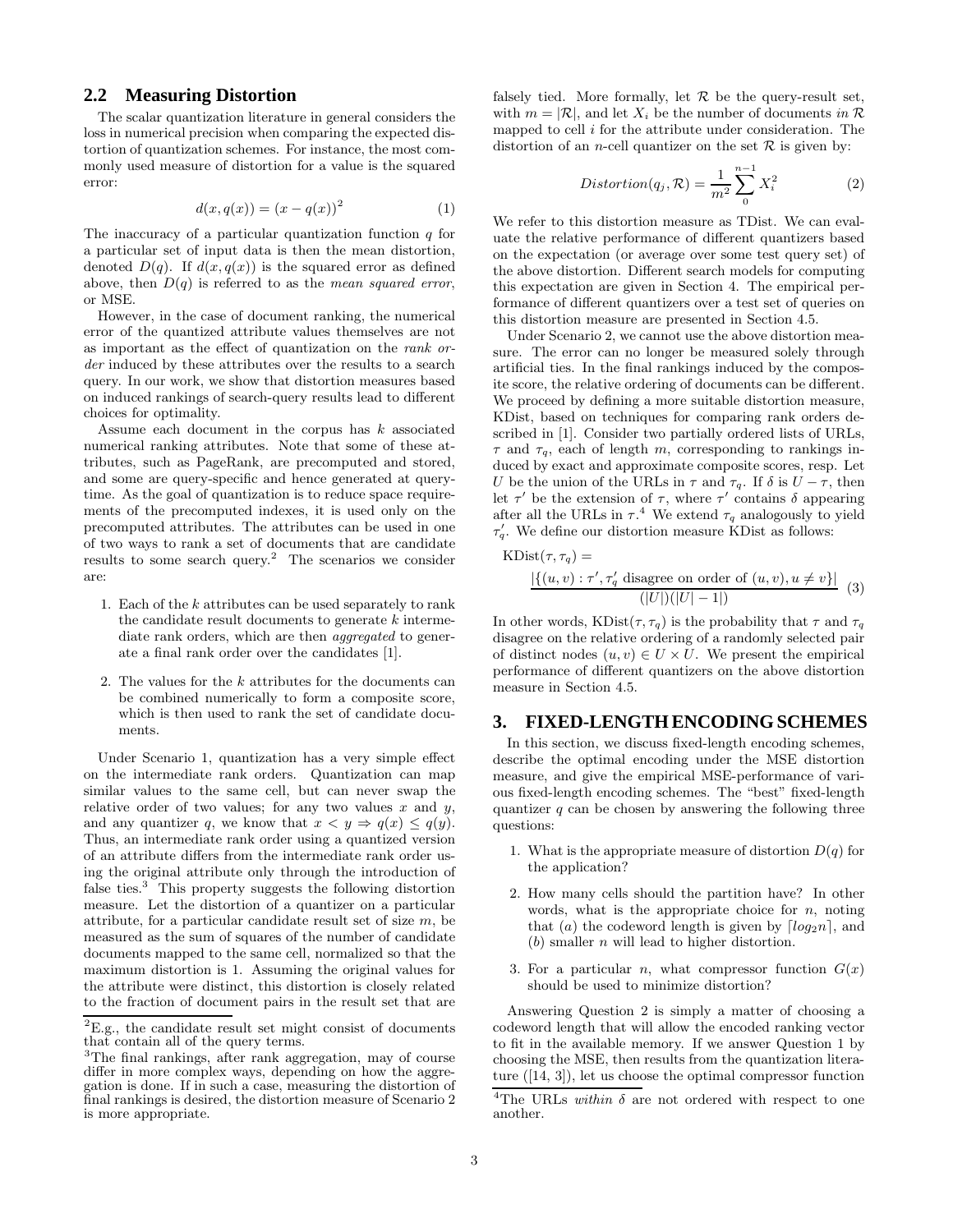## 2.2 Measuring Distortion

The scalar quantization literature in general considers the loss in numerical precision when comparing the expected distortion of quantization schemes. For instance, the most commonly used measure of distortion for a value is the squared error:

$$d(x, q(x)) = (x - q(x))^2 \tag{1}$$

The inaccuracy of a particular quantization function $q$ for a particular set of input data is then the mean distortion, denoted $D(q)$. If $d(x, q(x))$ is the squared error as defined above, then $D(q)$ is referred to as the *mean squared error*, or MSE.

However, in the case of document ranking, the numerical error of the quantized attribute values themselves are not as important as the effect of quantization on the *rank order* induced by these attributes over the results to a search query. In our work, we show that distortion measures based on induced rankings of search-query results lead to different choices for optimality.

Assume each document in the corpus has $k$ associated numerical ranking attributes. Note that some of these attributes, such as PageRank, are precomputed and stored, and some are query-specific and hence generated at query-time. As the goal of quantization is to reduce space requirements of the precomputed indexes, it is used only on the precomputed attributes. The attributes can be used in one of two ways to rank a set of documents that are candidate results to some search query.[2] The scenarios we consider are:

1. Each of the $k$ attributes can be used separately to rank the candidate result documents to generate $k$ intermediate rank orders, which are then *aggregated* to generate a final rank order over the candidates [1].
2. The values for the $k$ attributes for the documents can be combined numerically to form a composite score, which is then used to rank the set of candidate documents.

Under Scenario 1, quantization has a very simple effect on the intermediate rank orders. Quantization can map similar values to the same cell, but can never swap the relative order of two values; for any two values $x$ and $y$, and any quantizer $q$, we know that $x < y \Rightarrow q(x) \leq q(y)$. Thus, an intermediate rank order using a quantized version of an attribute differs from the intermediate rank order using the original attribute only through the introduction of false ties.[3] This property suggests the following distortion measure. Let the distortion of a quantizer on a particular attribute, for a particular candidate result set of size $m$, be measured as the sum of squares of the number of candidate documents mapped to the same cell, normalized so that the maximum distortion is 1. Assuming the original values for the attribute were distinct, this distortion is closely related to the fraction of document pairs in the result set that are falsely tied. More formally, let $\mathcal{R}$ be the query-result set, with $m = |\mathcal{R}|$, and let $X_i$ be the number of documents *in* $\mathcal{R}$ mapped to cell $i$ for the attribute under consideration. The distortion of an $n$-cell quantizer on the set $\mathcal{R}$ is given by:

$$Distortion(q_j, \mathcal{R}) = \frac{1}{m^2} \sum_{0}^{n-1} X_i^2 \tag{2}$$

We refer to this distortion measure as TDist. We can evaluate the relative performance of different quantizers based on the expectation (or average over some test query set) of the above distortion. Different search models for computing this expectation are given in Section 4. The empirical performance of different quantizers over a test set of queries on this distortion measure are presented in Section 4.5.

Under Scenario 2, we cannot use the above distortion measure. The error can no longer be measured solely through artificial ties. In the final rankings induced by the composite score, the relative ordering of documents can be different. We proceed by defining a more suitable distortion measure, KDist, based on techniques for comparing rank orders described in [1]. Consider two partially ordered lists of URLs, $\tau$ and $\tau_q$, each of length $m$, corresponding to rankings induced by exact and approximate composite scores, resp. Let $U$ be the union of the URLs in $\tau$ and $\tau_q$. If $\delta$ is $U - \tau$, then let $\tau'$ be the extension of $\tau$, where $\tau'$ contains $\delta$ appearing after all the URLs in $\tau$.[4] We extend $\tau_q$ analogously to yield $\tau'_q$. We define our distortion measure KDist as follows:

$$\text{KDist}(\tau, \tau_q) = \frac{|\{(u, v) : \tau', \tau'_q \text{ disagree on order of } (u, v), u \neq v\}|}{(|U|)(|U| - 1|)} \tag{3}$$

In other words, $\text{KDist}(\tau, \tau_q)$ is the probability that $\tau$ and $\tau_q$ disagree on the relative ordering of a randomly selected pair of distinct nodes $(u, v) \in U \times U$. We present the empirical performance of different quantizers on the above distortion measure in Section 4.5.

# 3. FIXED-LENGTH ENCODING SCHEMES

In this section, we discuss fixed-length encoding schemes, describe the optimal encoding under the MSE distortion measure, and give the empirical MSE-performance of various fixed-length encoding schemes. The "best" fixed-length quantizer $q$ can be chosen by answering the following three questions:

1. What is the appropriate measure of distortion $D(q)$ for the application?
2. How many cells should the partition have? In other words, what is the appropriate choice for $n$, noting that ($a$) the codeword length is given by $\lceil log_2 n \rceil$, and ($b$) smaller $n$ will lead to higher distortion.
3. For a particular $n$, what compressor function $G(x)$ should be used to minimize distortion?

Answering Question 2 is simply a matter of choosing a codeword length that will allow the encoded ranking vector to fit in the available memory. If we answer Question 1 by choosing the MSE, then results from the quantization literature ([14, 3]), let us choose the optimal compressor function

---

[2] E.g., the candidate result set might consist of documents that contain all of the query terms.

[3] The final rankings, after rank aggregation, may of course differ in more complex ways, depending on how the aggregation is done. If in such a case, measuring the distortion of final rankings is desired, the distortion measure of Scenario 2 is more appropriate.

[4] The URLs *within* $\delta$ are not ordered with respect to one another.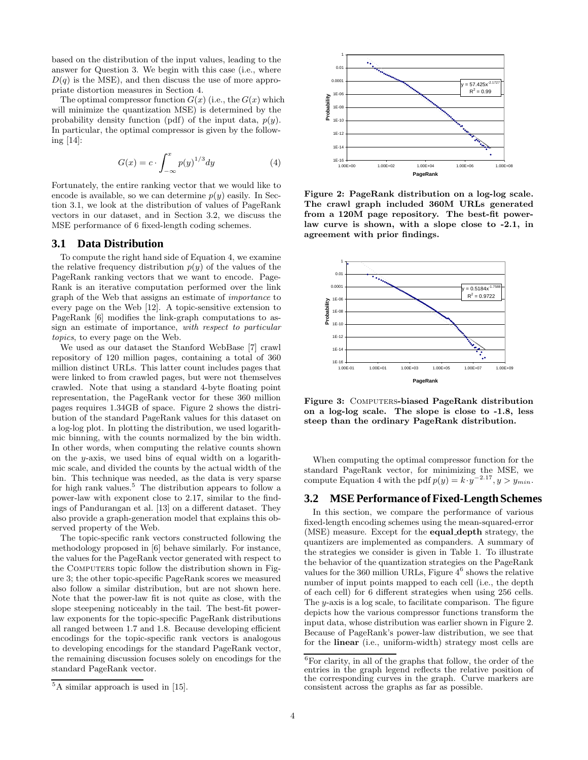based on the distribution of the input values, leading to the answer for Question 3. We begin with this case (i.e., where $D(q)$ is the MSE), and then discuss the use of more appropriate distortion measures in Section 4.

The optimal compressor function $G(x)$ (i.e., the $G(x)$ which will minimize the quantization MSE) is determined by the probability density function (pdf) of the input data, $p(y)$. In particular, the optimal compressor is given by the following [14]:

$$G(x) = c \cdot \int_{-\infty}^{x} p(y)^{1/3} dy \tag{4}$$

Fortunately, the entire ranking vector that we would like to encode is available, so we can determine $p(y)$ easily. In Section 3.1, we look at the distribution of values of PageRank vectors in our dataset, and in Section 3.2, we discuss the MSE performance of 6 fixed-length coding schemes.

## 3.1 Data Distribution

To compute the right hand side of Equation 4, we examine the relative frequency distribution $p(y)$ of the values of the PageRank ranking vectors that we want to encode. PageRank is an iterative computation performed over the link graph of the Web that assigns an estimate of *importance* to every page on the Web [12]. A topic-sensitive extension to PageRank [6] modifies the link-graph computations to assign an estimate of importance, *with respect to particular topics*, to every page on the Web.

We used as our dataset the Stanford WebBase [7] crawl repository of 120 million pages, containing a total of 360 million distinct URLs. This latter count includes pages that were linked to from crawled pages, but were not themselves crawled. Note that using a standard 4-byte floating point representation, the PageRank vector for these 360 million pages requires 1.34GB of space. Figure 2 shows the distribution of the standard PageRank values for this dataset on a log-log plot. In plotting the distribution, we used logarithmic binning, with the counts normalized by the bin width. In other words, when computing the relative counts shown on the $y$-axis, we used bins of equal width on a logarithmic scale, and divided the counts by the actual width of the bin. This technique was needed, as the data is very sparse for high rank values.[5] The distribution appears to follow a power-law with exponent close to 2.17, similar to the findings of Pandurangan et al. [13] on a different dataset. They also provide a graph-generation model that explains this observed property of the Web.

The topic-specific rank vectors constructed following the methodology proposed in [6] behave similarly. For instance, the values for the PageRank vector generated with respect to the COMPUTERS topic follow the distribution shown in Figure 3; the other topic-specific PageRank scores we measured also follow a similar distribution, but are not shown here. Note that the power-law fit is not quite as close, with the slope steepening noticeably in the tail. The best-fit power-law exponents for the topic-specific PageRank distributions all ranged between 1.7 and 1.8. Because developing efficient encodings for the topic-specific rank vectors is analogous to developing encodings for the standard PageRank vector, the remaining discussion focuses solely on encodings for the standard PageRank vector.

[5] A similar approach is used in [15].

**Figure 2: PageRank distribution on a log-log scale. The crawl graph included 360M URLs generated from a 120M page repository. The best-fit power-law curve is shown, with a slope close to -2.1, in agreement with prior findings.**

**Figure 3: COMPUTERS-biased PageRank distribution on a log-log scale. The slope is close to -1.8, less steep than the ordinary PageRank distribution.**

When computing the optimal compressor function for the standard PageRank vector, for minimizing the MSE, we compute Equation 4 with the pdf $p(y) = k \cdot y^{-2.17}, y > y_{min}$.

## 3.2 MSE Performance of Fixed-Length Schemes

In this section, we compare the performance of various fixed-length encoding schemes using the mean-squared-error (MSE) measure. Except for the **equal_depth** strategy, the quantizers are implemented as companders. A summary of the strategies we consider is given in Table 1. To illustrate the behavior of the quantization strategies on the PageRank values for the 360 million URLs, Figure 4[6] shows the relative number of input points mapped to each cell (i.e., the depth of each cell) for 6 different strategies when using 256 cells. The $y$-axis is a log scale, to facilitate comparison. The figure depicts how the various compressor functions transform the input data, whose distribution was earlier shown in Figure 2. Because of PageRank's power-law distribution, we see that for the **linear** (i.e., uniform-width) strategy most cells are

[6] For clarity, in all of the graphs that follow, the order of the entries in the graph legend reflects the relative position of the corresponding curves in the graph. Curve markers are consistent across the graphs as far as possible.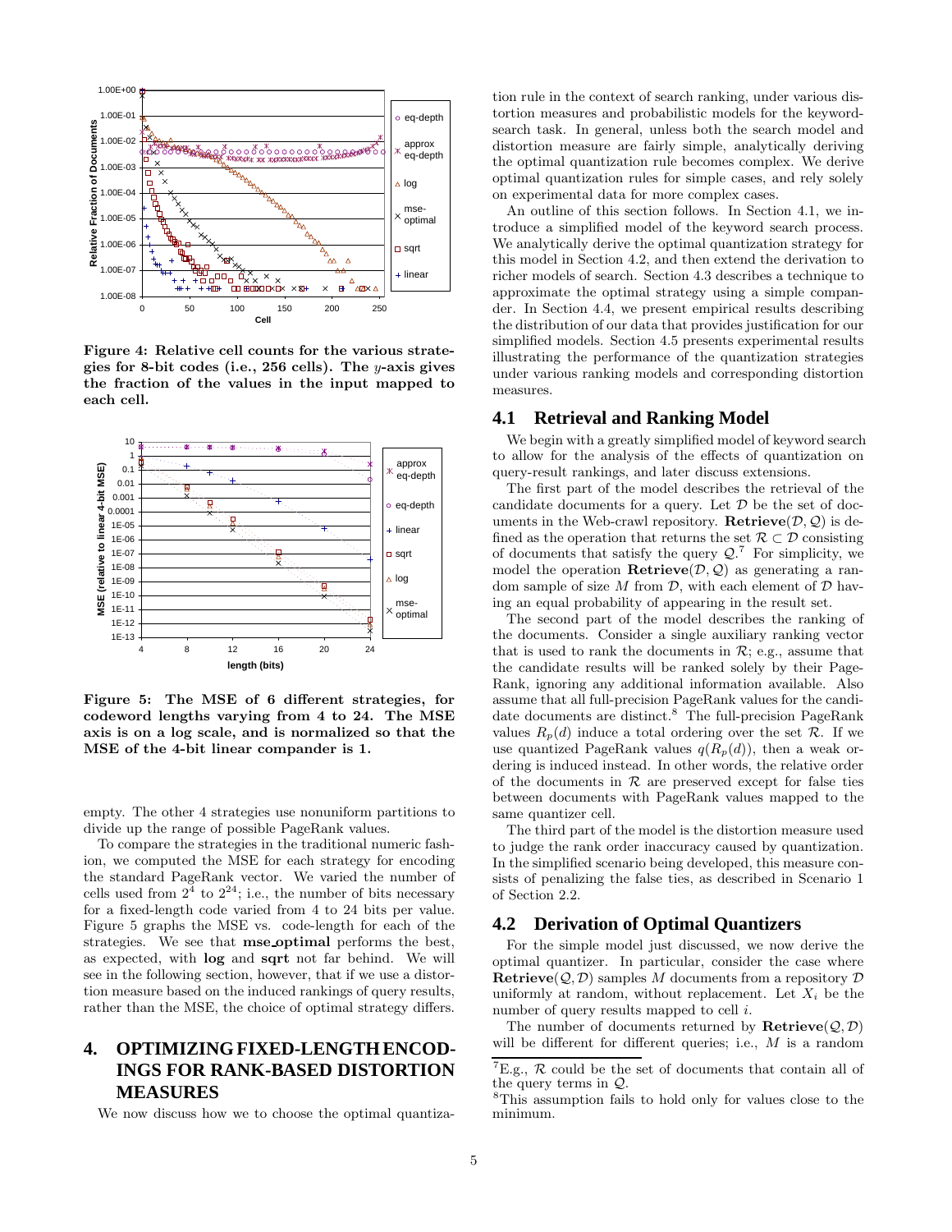Figure 4: Relative cell counts for the various strategies for 8-bit codes (i.e., 256 cells). The $y$-axis gives the fraction of the values in the input mapped to each cell.

Figure 5: The MSE of 6 different strategies, for codeword lengths varying from 4 to 24. The MSE axis is on a log scale, and is normalized so that the MSE of the 4-bit linear compander is 1.

empty. The other 4 strategies use nonuniform partitions to divide up the range of possible PageRank values.

To compare the strategies in the traditional numeric fashion, we computed the MSE for each strategy for encoding the standard PageRank vector. We varied the number of cells used from $2^4$ to $2^{24}$; i.e., the number of bits necessary for a fixed-length code varied from 4 to 24 bits per value. Figure 5 graphs the MSE vs. code-length for each of the strategies. We see that **mse_optimal** performs the best, as expected, with **log** and **sqrt** not far behind. We will see in the following section, however, that if we use a distortion measure based on the induced rankings of query results, rather than the MSE, the choice of optimal strategy differs.

# 4. OPTIMIZING FIXED-LENGTH ENCODINGS FOR RANK-BASED DISTORTION MEASURES

We now discuss how we to choose the optimal quantization rule in the context of search ranking, under various distortion measures and probabilistic models for the keyword-search task. In general, unless both the search model and distortion measure are fairly simple, analytically deriving the optimal quantization rule becomes complex. We derive optimal quantization rules for simple cases, and rely solely on experimental data for more complex cases.

An outline of this section follows. In Section 4.1, we introduce a simplified model of the keyword search process. We analytically derive the optimal quantization strategy for this model in Section 4.2, and then extend the derivation to richer models of search. Section 4.3 describes a technique to approximate the optimal strategy using a simple compander. In Section 4.4, we present empirical results describing the distribution of our data that provides justification for our simplified models. Section 4.5 presents experimental results illustrating the performance of the quantization strategies under various ranking models and corresponding distortion measures.

## 4.1 Retrieval and Ranking Model

We begin with a greatly simplified model of keyword search to allow for the analysis of the effects of quantization on query-result rankings, and later discuss extensions.

The first part of the model describes the retrieval of the candidate documents for a query. Let $\mathcal{D}$ be the set of documents in the Web-crawl repository. **Retrieve**$(\mathcal{D}, \mathcal{Q})$ is defined as the operation that returns the set $\mathcal{R} \subset \mathcal{D}$ consisting of documents that satisfy the query $\mathcal{Q}$.[7] For simplicity, we model the operation **Retrieve**$(\mathcal{D}, \mathcal{Q})$ as generating a random sample of size $M$ from $\mathcal{D}$, with each element of $\mathcal{D}$ having an equal probability of appearing in the result set.

The second part of the model describes the ranking of the documents. Consider a single auxiliary ranking vector that is used to rank the documents in $\mathcal{R}$; e.g., assume that the candidate results will be ranked solely by their PageRank, ignoring any additional information available. Also assume that all full-precision PageRank values for the candidate documents are distinct.[8] The full-precision PageRank values $R_p(d)$ induce a total ordering over the set $\mathcal{R}$. If we use quantized PageRank values $q(R_p(d))$, then a weak ordering is induced instead. In other words, the relative order of the documents in $\mathcal{R}$ are preserved except for false ties between documents with PageRank values mapped to the same quantizer cell.

The third part of the model is the distortion measure used to judge the rank order inaccuracy caused by quantization. In the simplified scenario being developed, this measure consists of penalizing the false ties, as described in Scenario 1 of Section 2.2.

## 4.2 Derivation of Optimal Quantizers

For the simple model just discussed, we now derive the optimal quantizer. In particular, consider the case where **Retrieve**$(\mathcal{Q}, \mathcal{D})$ samples $M$ documents from a repository $\mathcal{D}$ uniformly at random, without replacement. Let $X_i$ be the number of query results mapped to cell $i$.

The number of documents returned by **Retrieve**$(\mathcal{Q}, \mathcal{D})$ will be different for different queries; i.e., $M$ is a random

[7] E.g., $\mathcal{R}$ could be the set of documents that contain all of the query terms in $\mathcal{Q}$.

[8] This assumption fails to hold only for values close to the minimum.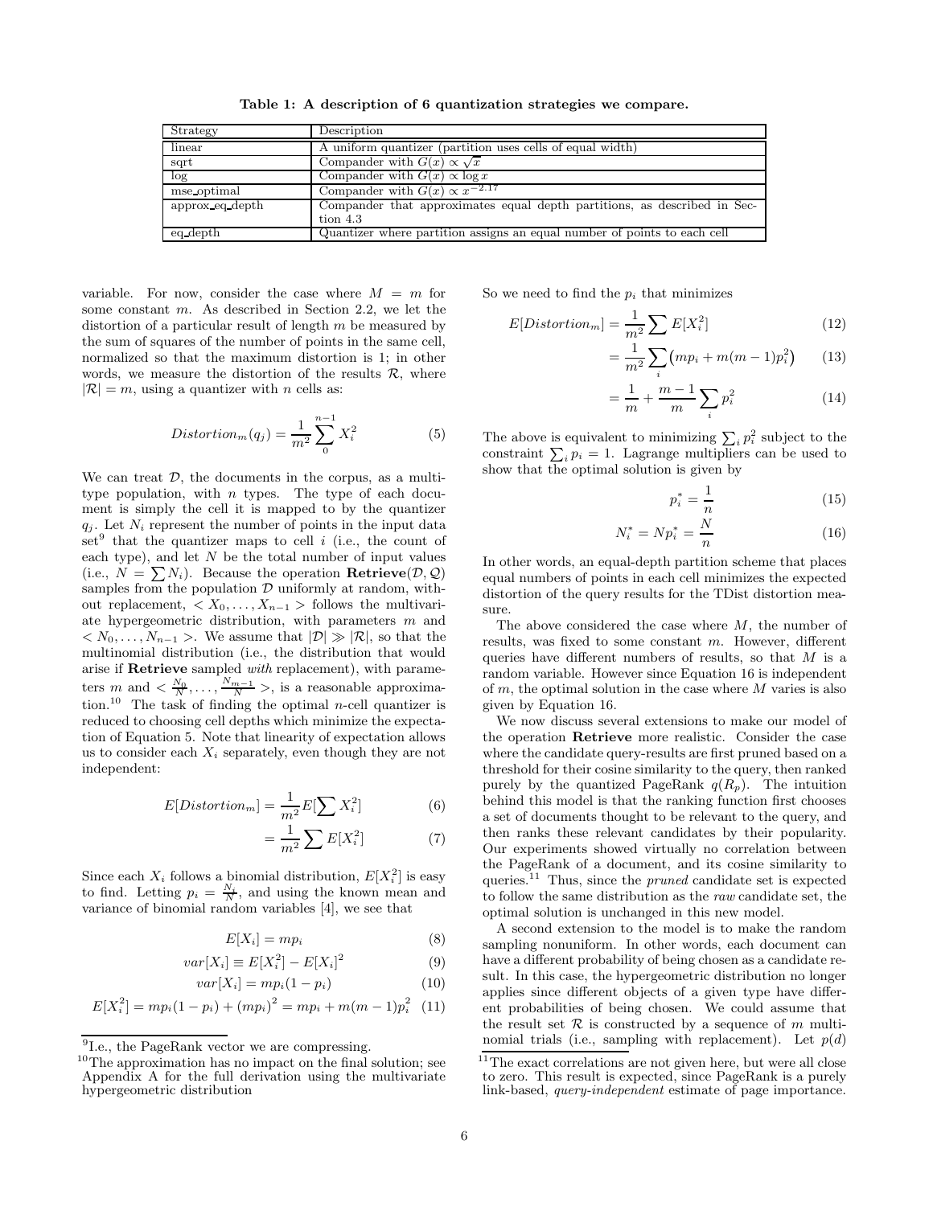**Table 1: A description of 6 quantization strategies we compare.**

| Strategy | Description |
|---|---|
| linear | A uniform quantizer (partition uses cells of equal width) |
| sqrt | Compander with $G(x) \propto \sqrt{x}$ |
| log | Compander with $G(x) \propto \log x$ |
| mse_optimal | Compander with $G(x) \propto x^{-2.17}$ |
| approx_eq_depth | Compander that approximates equal depth partitions, as described in Section 4.3 |
| eq_depth | Quantizer where partition assigns an equal number of points to each cell |

variable. For now, consider the case where $M = m$ for some constant $m$. As described in Section 2.2, we let the distortion of a particular result of length $m$ be measured by the sum of squares of the number of points in the same cell, normalized so that the maximum distortion is 1; in other words, we measure the distortion of the results $\mathcal{R}$, where $|\mathcal{R}| = m$, using a quantizer with $n$ cells as:

$$Distortion_m(q_j) = \frac{1}{m^2} \sum_{0}^{n-1} X_i^2 \tag{5}$$

We can treat $\mathcal{D}$, the documents in the corpus, as a multi-type population, with $n$ types. The type of each document is simply the cell it is mapped to by the quantizer $q_j$. Let $N_i$ represent the number of points in the input data set[9] that the quantizer maps to cell $i$ (i.e., the count of each type), and let $N$ be the total number of input values (i.e., $N = \sum N_i$). Because the operation **Retrieve**$(\mathcal{D}, \mathcal{Q})$ samples from the population $\mathcal{D}$ uniformly at random, without replacement, $< X_0, \ldots, X_{n-1} >$ follows the multivariate hypergeometric distribution, with parameters $m$ and $< N_0, \ldots, N_{n-1} >$. We assume that $|\mathcal{D}| \gg |\mathcal{R}|$, so that the multinomial distribution (i.e., the distribution that would arise if **Retrieve** sampled *with* replacement), with parameters $m$ and $< \frac{N_0}{N}, \ldots, \frac{N_{m-1}}{N} >$, is a reasonable approximation.[10] The task of finding the optimal $n$-cell quantizer is reduced to choosing cell depths which minimize the expectation of Equation 5. Note that linearity of expectation allows us to consider each $X_i$ separately, even though they are not independent:

$$E[Distortion_m] = \frac{1}{m^2} E[\sum X_i^2] \tag{6}$$

$$= \frac{1}{m^2} \sum E[X_i^2] \tag{7}$$

Since each $X_i$ follows a binomial distribution, $E[X_i^2]$ is easy to find. Letting $p_i = \frac{N_i}{N}$, and using the known mean and variance of binomial random variables [4], we see that

$$E[X_i] = mp_i \tag{8}$$

$$var[X_i] \equiv E[X_i^2] - E[X_i]^2 \tag{9}$$

$$var[X_i] = mp_i(1 - p_i) \tag{10}$$

$$E[X_i^2] = mp_i(1 - p_i) + (mp_i)^2 = mp_i + m(m-1)p_i^2 \tag{11}$$

So we need to find the $p_i$ that minimizes

$$E[Distortion_m] = \frac{1}{m^2} \sum E[X_i^2] \tag{12}$$

$$= \frac{1}{m^2} \sum_i \left( mp_i + m(m-1)p_i^2 \right) \tag{13}$$

$$= \frac{1}{m} + \frac{m-1}{m} \sum_i p_i^2 \tag{14}$$

The above is equivalent to minimizing $\sum_i p_i^2$ subject to the constraint $\sum_i p_i = 1$. Lagrange multipliers can be used to show that the optimal solution is given by

$$p_i^* = \frac{1}{n} \tag{15}$$

$$N_i^* = Np_i^* = \frac{N}{n} \tag{16}$$

In other words, an equal-depth partition scheme that places equal numbers of points in each cell minimizes the expected distortion of the query results for the TDist distortion measure.

The above considered the case where $M$, the number of results, was fixed to some constant $m$. However, different queries have different numbers of results, so that $M$ is a random variable. However since Equation 16 is independent of $m$, the optimal solution in the case where $M$ varies is also given by Equation 16.

We now discuss several extensions to make our model of the operation **Retrieve** more realistic. Consider the case where the candidate query-results are first pruned based on a threshold for their cosine similarity to the query, then ranked purely by the quantized PageRank $q(R_p)$. The intuition behind this model is that the ranking function first chooses a set of documents thought to be relevant to the query, and then ranks these relevant candidates by their popularity. Our experiments showed virtually no correlation between the PageRank of a document, and its cosine similarity to queries.[11] Thus, since the *pruned* candidate set is expected to follow the same distribution as the *raw* candidate set, the optimal solution is unchanged in this new model.

A second extension to the model is to make the random sampling nonuniform. In other words, each document can have a different probability of being chosen as a candidate result. In this case, the hypergeometric distribution no longer applies since different objects of a given type have different probabilities of being chosen. We could assume that the result set $\mathcal{R}$ is constructed by a sequence of $m$ multinomial trials (i.e., sampling with replacement). Let $p(d)$

[9] I.e., the PageRank vector we are compressing.

[10] The approximation has no impact on the final solution; see Appendix A for the full derivation using the multivariate hypergeometric distribution

[11] The exact correlations are not given here, but were all close to zero. This result is expected, since PageRank is a purely link-based, *query-independent* estimate of page importance.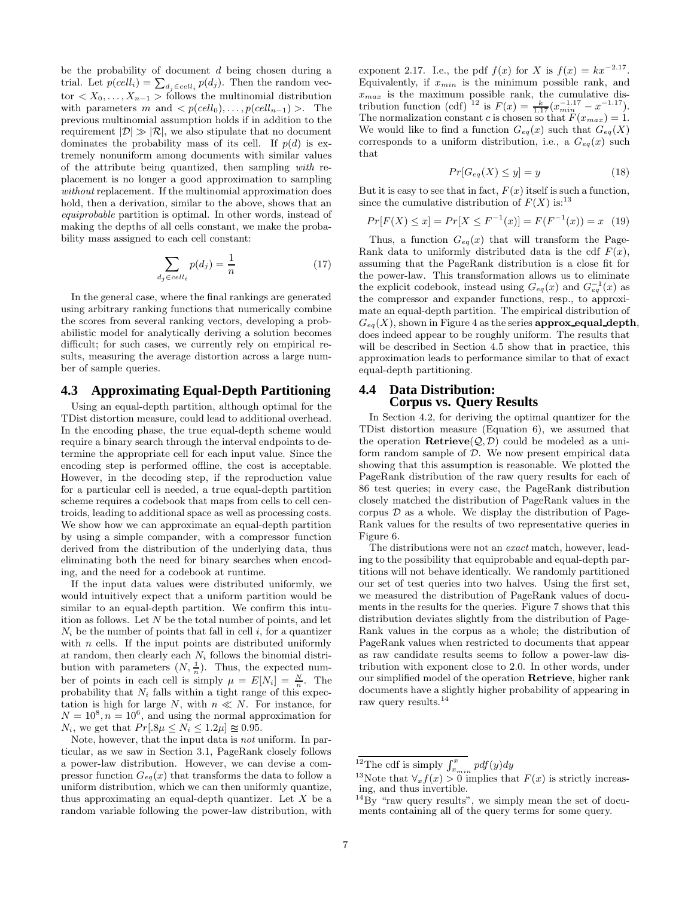be the probability of document $d$ being chosen during a trial. Let $p(cell_i) = \sum_{d_j \in cell_i} p(d_j)$. Then the random vector $< X_0, \ldots, X_{n-1} >$ follows the multinomial distribution with parameters $m$ and $< p(cell_0), \ldots, p(cell_{n-1}) >$. The previous multinomial assumption holds if in addition to the requirement $|\mathcal{D}| \gg |\mathcal{R}|$, we also stipulate that no document dominates the probability mass of its cell. If $p(d)$ is extremely nonuniform among documents with similar values of the attribute being quantized, then sampling *with* replacement is no longer a good approximation to sampling *without* replacement. If the multinomial approximation does hold, then a derivation, similar to the above, shows that an *equiprobable* partition is optimal. In other words, instead of making the depths of all cells constant, we make the probability mass assigned to each cell constant:

$$\sum_{d_j \in cell_i} p(d_j) = \frac{1}{n} \tag{17}$$

In the general case, where the final rankings are generated using arbitrary ranking functions that numerically combine the scores from several ranking vectors, developing a probabilistic model for analytically deriving a solution becomes difficult; for such cases, we currently rely on empirical results, measuring the average distortion across a large number of sample queries.

### 4.3 Approximating Equal-Depth Partitioning

Using an equal-depth partition, although optimal for the TDist distortion measure, could lead to additional overhead. In the encoding phase, the true equal-depth scheme would require a binary search through the interval endpoints to determine the appropriate cell for each input value. Since the encoding step is performed offline, the cost is acceptable. However, in the decoding step, if the reproduction value for a particular cell is needed, a true equal-depth partition scheme requires a codebook that maps from cells to cell centroids, leading to additional space as well as processing costs. We show how we can approximate an equal-depth partition by using a simple compander, with a compressor function derived from the distribution of the underlying data, thus eliminating both the need for binary searches when encoding, and the need for a codebook at runtime.

If the input data values were distributed uniformly, we would intuitively expect that a uniform partition would be similar to an equal-depth partition. We confirm this intuition as follows. Let $N$ be the total number of points, and let $N_i$ be the number of points that fall in cell $i$, for a quantizer with $n$ cells. If the input points are distributed uniformly at random, then clearly each $N_i$ follows the binomial distribution with parameters $(N, \frac{1}{n})$. Thus, the expected number of points in each cell is simply $\mu = E[N_i] = \frac{N}{n}$. The probability that $N_i$ falls within a tight range of this expectation is high for large $N$, with $n \ll N$. For instance, for $N = 10^8, n = 10^6$, and using the normal approximation for $N_i$, we get that $Pr[.8\mu \leq N_i \leq 1.2\mu] \approxeq 0.95$.

Note, however, that the input data is *not* uniform. In particular, as we saw in Section 3.1, PageRank closely follows a power-law distribution. However, we can devise a compressor function $G_{eq}(x)$ that transforms the data to follow a uniform distribution, which we can then uniformly quantize, thus approximating an equal-depth quantizer. Let $X$ be a random variable following the power-law distribution, with exponent 2.17. I.e., the pdf $f(x)$ for $X$ is $f(x) = kx^{-2.17}$. Equivalently, if $x_{min}$ is the minimum possible rank, and $x_{max}$ is the maximum possible rank, the cumulative distribution function (cdf) [12] is $F(x) = \frac{k}{1.17}(x_{min}^{-1.17} - x^{-1.17})$. The normalization constant $c$ is chosen so that $F(x_{max}) = 1$. We would like to find a function $G_{eq}(x)$ such that $G_{eq}(X)$ corresponds to a uniform distribution, i.e., a $G_{eq}(x)$ such that

$$Pr[G_{eq}(X) \leq y] = y \tag{18}$$

But it is easy to see that in fact, $F(x)$ itself is such a function, since the cumulative distribution of $F(X)$ is:[13]

$$Pr[F(X) \leq x] = Pr[X \leq F^{-1}(x)] = F(F^{-1}(x)) = x \tag{19}$$

Thus, a function $G_{eq}(x)$ that will transform the PageRank data to uniformly distributed data is the cdf $F(x)$, assuming that the PageRank distribution is a close fit for the power-law. This transformation allows us to eliminate the explicit codebook, instead using $G_{eq}(x)$ and $G_{eq}^{-1}(x)$ as the compressor and expander functions, resp., to approximate an equal-depth partition. The empirical distribution of $G_{eq}(X)$, shown in Figure 4 as the series **approx_equal_depth**, does indeed appear to be roughly uniform. The results that will be described in Section 4.5 show that in practice, this approximation leads to performance similar to that of exact equal-depth partitioning.

### 4.4 Data Distribution: Corpus vs. Query Results

In Section 4.2, for deriving the optimal quantizer for the TDist distortion measure (Equation 6), we assumed that the operation **Retrieve**$(\mathcal{Q}, \mathcal{D})$ could be modeled as a uniform random sample of $\mathcal{D}$. We now present empirical data showing that this assumption is reasonable. We plotted the PageRank distribution of the raw query results for each of 86 test queries; in every case, the PageRank distribution closely matched the distribution of PageRank values in the corpus $\mathcal{D}$ as a whole. We display the distribution of PageRank values for the results of two representative queries in Figure 6.

The distributions were not an *exact* match, however, leading to the possibility that equiprobable and equal-depth partitions will not behave identically. We randomly partitioned our set of test queries into two halves. Using the first set, we measured the distribution of PageRank values of documents in the results for the queries. Figure 7 shows that this distribution deviates slightly from the distribution of PageRank values in the corpus as a whole; the distribution of PageRank values when restricted to documents that appear as raw candidate results seems to follow a power-law distribution with exponent close to 2.0. In other words, under our simplified model of the operation **Retrieve**, higher rank documents have a slightly higher probability of appearing in raw query results.[14]

---

[12] The cdf is simply $\int_{x_{min}}^{x} pdf(y)dy$

[13] Note that $\forall_x f(x) > 0$ implies that $F(x)$ is strictly increasing, and thus invertible.

[14] By "raw query results", we simply mean the set of documents containing all of the query terms for some query.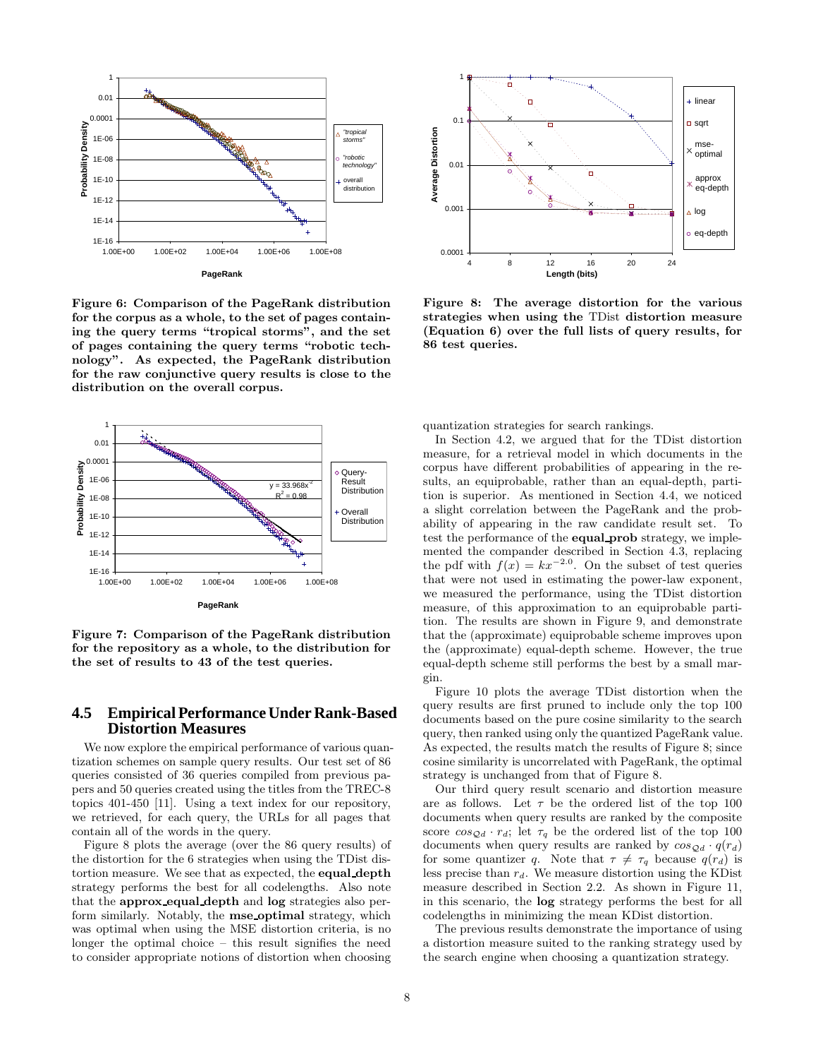Figure 6: Comparison of the PageRank distribution for the corpus as a whole, to the set of pages containing the query terms "tropical storms", and the set of pages containing the query terms "robotic technology". As expected, the PageRank distribution for the raw conjunctive query results is close to the distribution on the overall corpus.

Figure 7: Comparison of the PageRank distribution for the repository as a whole, to the distribution for the set of results to 43 of the test queries.

## 4.5 Empirical Performance Under Rank-Based Distortion Measures

We now explore the empirical performance of various quantization schemes on sample query results. Our test set of 86 queries consisted of 36 queries compiled from previous papers and 50 queries created using the titles from the TREC-8 topics 401-450 [11]. Using a text index for our repository, we retrieved, for each query, the URLs for all pages that contain all of the words in the query.

Figure 8 plots the average (over the 86 query results) of the distortion for the 6 strategies when using the TDist distortion measure. We see that as expected, the **equal_depth** strategy performs the best for all codelengths. Also note that the **approx_equal_depth** and **log** strategies also perform similarly. Notably, the **mse_optimal** strategy, which was optimal when using the MSE distortion criteria, is no longer the optimal choice – this result signifies the need to consider appropriate notions of distortion when choosing quantization strategies for search rankings.

Figure 8: The average distortion for the various strategies when using the TDist distortion measure (Equation 6) over the full lists of query results, for 86 test queries.

In Section 4.2, we argued that for the TDist distortion measure, for a retrieval model in which documents in the corpus have different probabilities of appearing in the results, an equiprobable, rather than an equal-depth, partition is superior. As mentioned in Section 4.4, we noticed a slight correlation between the PageRank and the probability of appearing in the raw candidate result set. To test the performance of the **equal_prob** strategy, we implemented the compander described in Section 4.3, replacing the pdf with $f(x) = kx^{-2.0}$. On the subset of test queries that were not used in estimating the power-law exponent, we measured the performance, using the TDist distortion measure, of this approximation to an equiprobable partition. The results are shown in Figure 9, and demonstrate that the (approximate) equiprobable scheme improves upon the (approximate) equal-depth scheme. However, the true equal-depth scheme still performs the best by a small margin.

Figure 10 plots the average TDist distortion when the query results are first pruned to include only the top 100 documents based on the pure cosine similarity to the search query, then ranked using only the quantized PageRank value. As expected, the results match the results of Figure 8; since cosine similarity is uncorrelated with PageRank, the optimal strategy is unchanged from that of Figure 8.

Our third query result scenario and distortion measure are as follows. Let $\tau$ be the ordered list of the top 100 documents when query results are ranked by the composite score $cos_{\mathcal{Q}d} \cdot r_d$; let $\tau_q$ be the ordered list of the top 100 documents when query results are ranked by $cos_{\mathcal{Q}d} \cdot q(r_d)$ for some quantizer $q$. Note that $\tau \neq \tau_q$ because $q(r_d)$ is less precise than $r_d$. We measure distortion using the KDist measure described in Section 2.2. As shown in Figure 11, in this scenario, the **log** strategy performs the best for all codelengths in minimizing the mean KDist distortion.

The previous results demonstrate the importance of using a distortion measure suited to the ranking strategy used by the search engine when choosing a quantization strategy.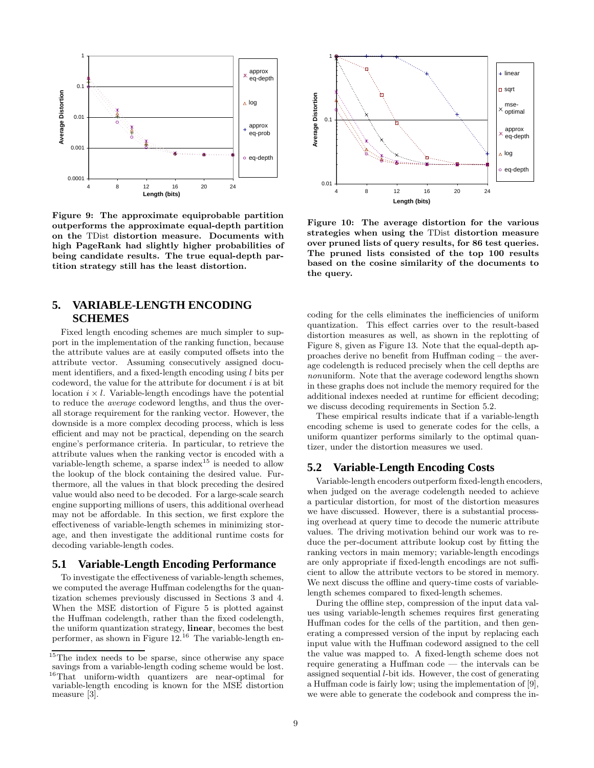**Figure 9: The approximate equiprobable partition outperforms the approximate equal-depth partition on the TDist distortion measure. Documents with high PageRank had slightly higher probabilities of being candidate results. The true equal-depth partition strategy still has the least distortion.**

**Figure 10: The average distortion for the various strategies when using the TDist distortion measure over pruned lists of query results, for 86 test queries. The pruned lists consisted of the top 100 results based on the cosine similarity of the documents to the query.**

# 5. VARIABLE-LENGTH ENCODING SCHEMES

Fixed length encoding schemes are much simpler to support in the implementation of the ranking function, because the attribute values are at easily computed offsets into the attribute vector. Assuming consecutively assigned document identifiers, and a fixed-length encoding using $l$ bits per codeword, the value for the attribute for document $i$ is at bit location $i \times l$. Variable-length encodings have the potential to reduce the *average* codeword lengths, and thus the overall storage requirement for the ranking vector. However, the downside is a more complex decoding process, which is less efficient and may not be practical, depending on the search engine's performance criteria. In particular, to retrieve the attribute values when the ranking vector is encoded with a variable-length scheme, a sparse index[15] is needed to allow the lookup of the block containing the desired value. Furthermore, all the values in that block preceding the desired value would also need to be decoded. For a large-scale search engine supporting millions of users, this additional overhead may not be affordable. In this section, we first explore the effectiveness of variable-length schemes in minimizing storage, and then investigate the additional runtime costs for decoding variable-length codes.

## 5.1 Variable-Length Encoding Performance

To investigate the effectiveness of variable-length schemes, we computed the average Huffman codelengths for the quantization schemes previously discussed in Sections 3 and 4. When the MSE distortion of Figure 5 is plotted against the Huffman codelength, rather than the fixed codelength, the uniform quantization strategy, **linear**, becomes the best performer, as shown in Figure 12.[16] The variable-length encoding for the cells eliminates the inefficiencies of uniform quantization. This effect carries over to the result-based distortion measures as well, as shown in the replotting of Figure 8, given as Figure 13. Note that the equal-depth approaches derive no benefit from Huffman coding – the average codelength is reduced precisely when the cell depths are *non*uniform. Note that the average codeword lengths shown in these graphs does not include the memory required for the additional indexes needed at runtime for efficient decoding; we discuss decoding requirements in Section 5.2.

These empirical results indicate that if a variable-length encoding scheme is used to generate codes for the cells, a uniform quantizer performs similarly to the optimal quantizer, under the distortion measures we used.

## 5.2 Variable-Length Encoding Costs

Variable-length encoders outperform fixed-length encoders, when judged on the average codelength needed to achieve a particular distortion, for most of the distortion measures we have discussed. However, there is a substantial processing overhead at query time to decode the numeric attribute values. The driving motivation behind our work was to reduce the per-document attribute lookup cost by fitting the ranking vectors in main memory; variable-length encodings are only appropriate if fixed-length encodings are not sufficient to allow the attribute vectors to be stored in memory. We next discuss the offline and query-time costs of variable-length schemes compared to fixed-length schemes.

During the offline step, compression of the input data values using variable-length schemes requires first generating Huffman codes for the cells of the partition, and then generating a compressed version of the input by replacing each input value with the Huffman codeword assigned to the cell the value was mapped to. A fixed-length scheme does not require generating a Huffman code — the intervals can be assigned sequential $l$-bit ids. However, the cost of generating a Huffman code is fairly low; using the implementation of [9], we were able to generate the codebook and compress the in-

---

[15] The index needs to be sparse, since otherwise any space savings from a variable-length coding scheme would be lost.

[16] That uniform-width quantizers are near-optimal for variable-length encoding is known for the MSE distortion measure [3].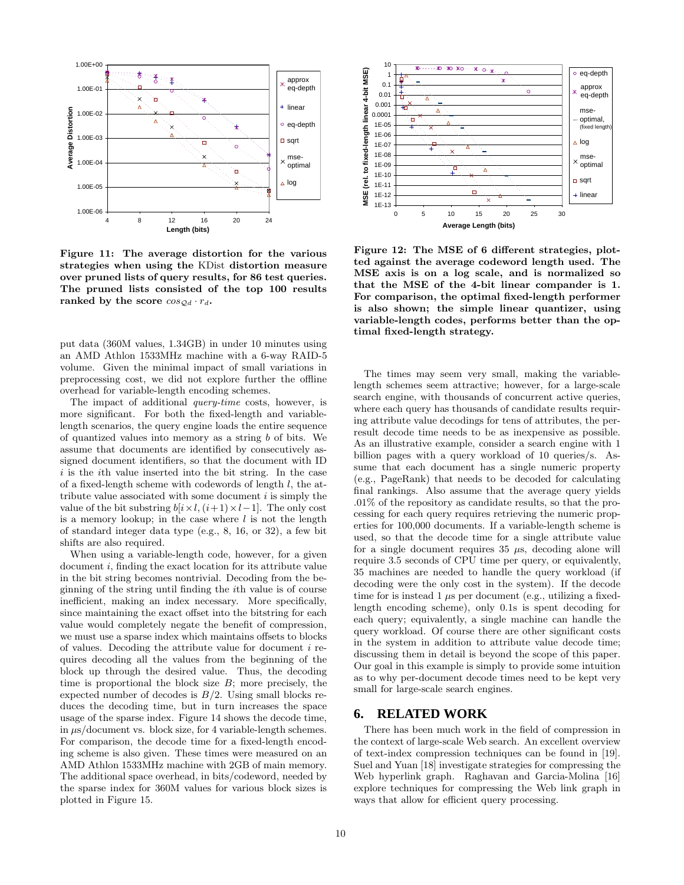**Figure 11: The average distortion for the various strategies when using the KDist distortion measure over pruned lists of query results, for 86 test queries. The pruned lists consisted of the top 100 results ranked by the score $cos_{\mathcal{Q}d} \cdot r_d$.**

**Figure 12: The MSE of 6 different strategies, plotted against the average codeword length used. The MSE axis is on a log scale, and is normalized so that the MSE of the 4-bit linear compander is 1. For comparison, the optimal fixed-length performer is also shown; the simple linear quantizer, using variable-length codes, performs better than the optimal fixed-length strategy.**

put data (360M values, 1.34GB) in under 10 minutes using an AMD Athlon 1533MHz machine with a 6-way RAID-5 volume. Given the minimal impact of small variations in preprocessing cost, we did not explore further the offline overhead for variable-length encoding schemes.

The impact of additional *query-time* costs, however, is more significant. For both the fixed-length and variable-length scenarios, the query engine loads the entire sequence of quantized values into memory as a string $b$ of bits. We assume that documents are identified by consecutively assigned document identifiers, so that the document with ID $i$ is the $i$th value inserted into the bit string. In the case of a fixed-length scheme with codewords of length $l$, the attribute value associated with some document $i$ is simply the value of the bit substring $b[i \times l, (i+1) \times l - 1]$. The only cost is a memory lookup; in the case where $l$ is not the length of standard integer data type (e.g., 8, 16, or 32), a few bit shifts are also required.

When using a variable-length code, however, for a given document $i$, finding the exact location for its attribute value in the bit string becomes nontrivial. Decoding from the beginning of the string until finding the $i$th value is of course inefficient, making an index necessary. More specifically, since maintaining the exact offset into the bitstring for each value would completely negate the benefit of compression, we must use a sparse index which maintains offsets to blocks of values. Decoding the attribute value for document $i$ requires decoding all the values from the beginning of the block up through the desired value. Thus, the decoding time is proportional the block size $B$; more precisely, the expected number of decodes is $B/2$. Using small blocks reduces the decoding time, but in turn increases the space usage of the sparse index. Figure 14 shows the decode time, in $\mu$s/document vs. block size, for 4 variable-length schemes. For comparison, the decode time for a fixed-length encoding scheme is also given. These times were measured on an AMD Athlon 1533MHz machine with 2GB of main memory. The additional space overhead, in bits/codeword, needed by the sparse index for 360M values for various block sizes is plotted in Figure 15.

The times may seem very small, making the variable-length schemes seem attractive; however, for a large-scale search engine, with thousands of concurrent active queries, where each query has thousands of candidate results requiring attribute value decodings for tens of attributes, the per-result decode time needs to be as inexpensive as possible. As an illustrative example, consider a search engine with 1 billion pages with a query workload of 10 queries/s. Assume that each document has a single numeric property (e.g., PageRank) that needs to be decoded for calculating final rankings. Also assume that the average query yields .01% of the repository as candidate results, so that the processing for each query requires retrieving the numeric properties for 100,000 documents. If a variable-length scheme is used, so that the decode time for a single attribute value for a single document requires 35 $\mu$s, decoding alone will require 3.5 seconds of CPU time per query, or equivalently, 35 machines are needed to handle the query workload (if decoding were the only cost in the system). If the decode time for is instead 1 $\mu$s per document (e.g., utilizing a fixed-length encoding scheme), only 0.1s is spent decoding for each query; equivalently, a single machine can handle the query workload. Of course there are other significant costs in the system in addition to attribute value decode time; discussing them in detail is beyond the scope of this paper. Our goal in this example is simply to provide some intuition as to why per-document decode times need to be kept very small for large-scale search engines.

## 6. RELATED WORK

There has been much work in the field of compression in the context of large-scale Web search. An excellent overview of text-index compression techniques can be found in [19]. Suel and Yuan [18] investigate strategies for compressing the Web hyperlink graph. Raghavan and Garcia-Molina [16] explore techniques for compressing the Web link graph in ways that allow for efficient query processing.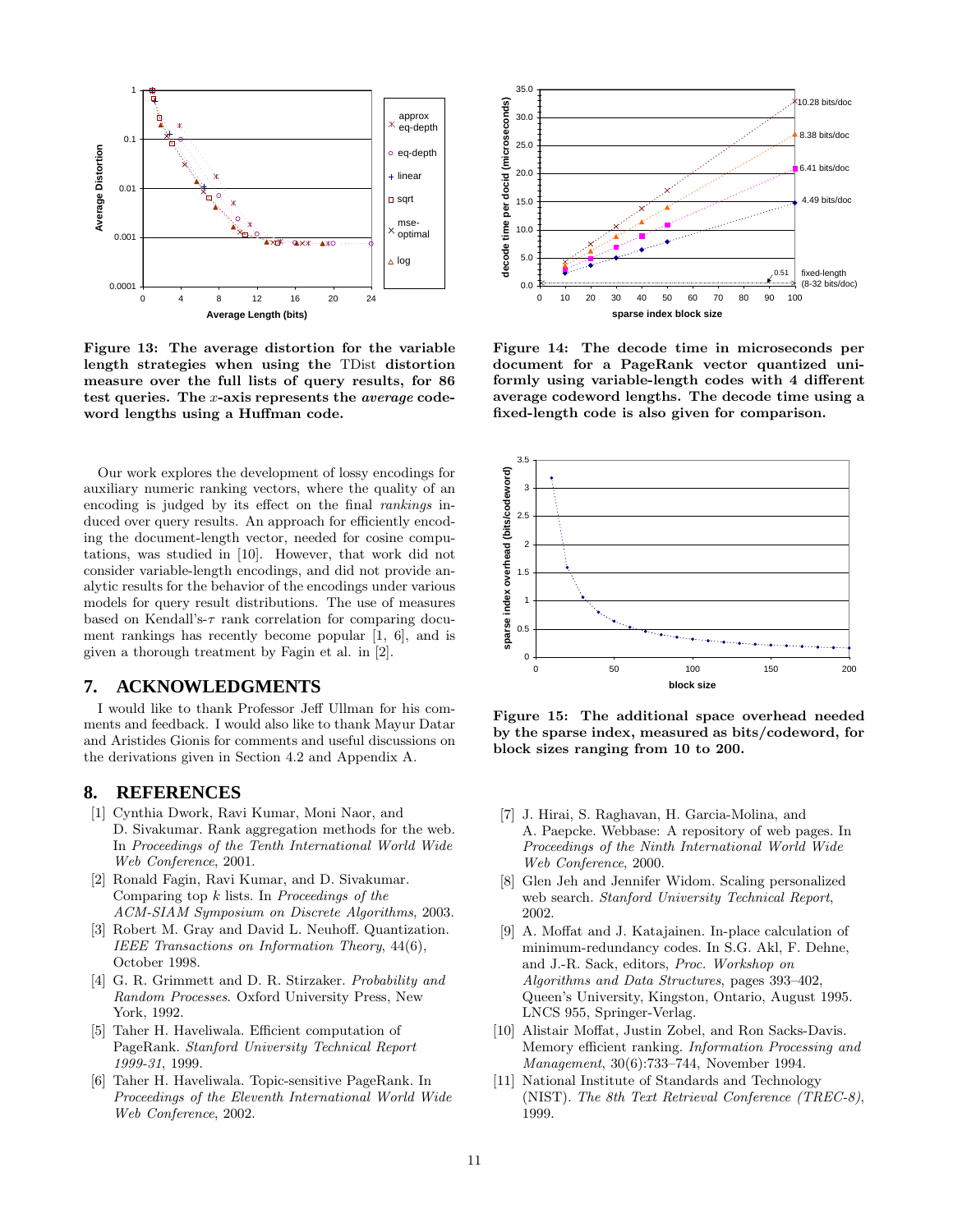Figure 13: The average distortion for the variable length strategies when using the TDist distortion measure over the full lists of query results, for 86 test queries. The $x$-axis represents the *average* codeword lengths using a Huffman code.

Figure 14: The decode time in microseconds per document for a PageRank vector quantized uniformly using variable-length codes with 4 different average codeword lengths. The decode time using a fixed-length code is also given for comparison.

Figure 15: The additional space overhead needed by the sparse index, measured as bits/codeword, for block sizes ranging from 10 to 200.

Our work explores the development of lossy encodings for auxiliary numeric ranking vectors, where the quality of an encoding is judged by its effect on the final *rankings* induced over query results. An approach for efficiently encoding the document-length vector, needed for cosine computations, was studied in [10]. However, that work did not consider variable-length encodings, and did not provide analytic results for the behavior of the encodings under various models for query result distributions. The use of measures based on Kendall's-$\tau$ rank correlation for comparing document rankings has recently become popular [1, 6], and is given a thorough treatment by Fagin et al. in [2].

## 7. ACKNOWLEDGMENTS

I would like to thank Professor Jeff Ullman for his comments and feedback. I would also like to thank Mayur Datar and Aristides Gionis for comments and useful discussions on the derivations given in Section 4.2 and Appendix A.

## 8. REFERENCES

[1] Cynthia Dwork, Ravi Kumar, Moni Naor, and D. Sivakumar. Rank aggregation methods for the web. In *Proceedings of the Tenth International World Wide Web Conference*, 2001.

[2] Ronald Fagin, Ravi Kumar, and D. Sivakumar. Comparing top $k$ lists. In *Proceedings of the ACM-SIAM Symposium on Discrete Algorithms*, 2003.

[3] Robert M. Gray and David L. Neuhoff. Quantization. *IEEE Transactions on Information Theory*, 44(6), October 1998.

[4] G. R. Grimmett and D. R. Stirzaker. *Probability and Random Processes*. Oxford University Press, New York, 1992.

[5] Taher H. Haveliwala. Efficient computation of PageRank. *Stanford University Technical Report 1999-31*, 1999.

[6] Taher H. Haveliwala. Topic-sensitive PageRank. In *Proceedings of the Eleventh International World Wide Web Conference*, 2002.

[7] J. Hirai, S. Raghavan, H. Garcia-Molina, and A. Paepcke. Webbase: A repository of web pages. In *Proceedings of the Ninth International World Wide Web Conference*, 2000.

[8] Glen Jeh and Jennifer Widom. Scaling personalized web search. *Stanford University Technical Report*, 2002.

[9] A. Moffat and J. Katajainen. In-place calculation of minimum-redundancy codes. In S.G. Akl, F. Dehne, and J.-R. Sack, editors, *Proc. Workshop on Algorithms and Data Structures*, pages 393–402, Queen's University, Kingston, Ontario, August 1995. LNCS 955, Springer-Verlag.

[10] Alistair Moffat, Justin Zobel, and Ron Sacks-Davis. Memory efficient ranking. *Information Processing and Management*, 30(6):733–744, November 1994.

[11] National Institute of Standards and Technology (NIST). *The 8th Text Retrieval Conference (TREC-8)*, 1999.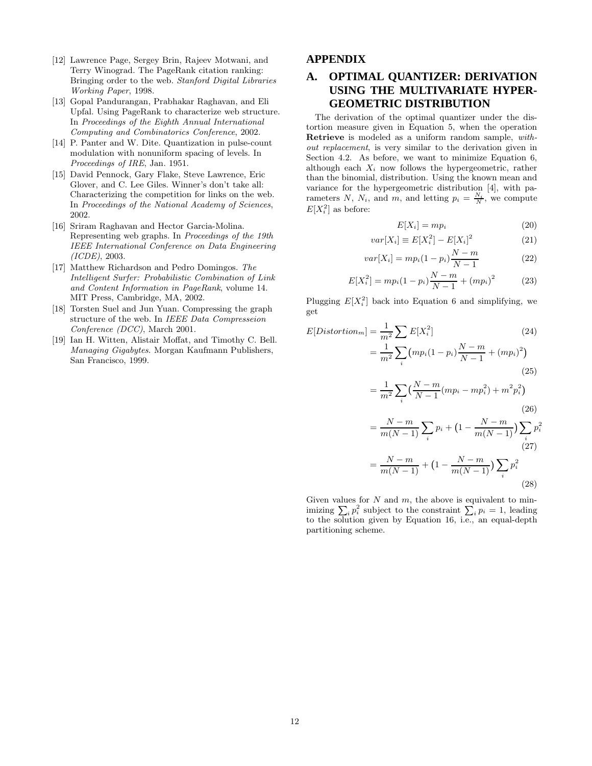[12] Lawrence Page, Sergey Brin, Rajeev Motwani, and Terry Winograd. The PageRank citation ranking: Bringing order to the web. *Stanford Digital Libraries Working Paper*, 1998.

[13] Gopal Pandurangan, Prabhakar Raghavan, and Eli Upfal. Using PageRank to characterize web structure. In *Proceedings of the Eighth Annual International Computing and Combinatorics Conference*, 2002.

[14] P. Panter and W. Dite. Quantization in pulse-count modulation with nonuniform spacing of levels. In *Proceedings of IRE*, Jan. 1951.

[15] David Pennock, Gary Flake, Steve Lawrence, Eric Glover, and C. Lee Giles. Winner's don't take all: Characterizing the competition for links on the web. In *Proceedings of the National Academy of Sciences*, 2002.

[16] Sriram Raghavan and Hector Garcia-Molina. Representing web graphs. In *Proceedings of the 19th IEEE International Conference on Data Engineering (ICDE)*, 2003.

[17] Matthew Richardson and Pedro Domingos. *The Intelligent Surfer: Probabilistic Combination of Link and Content Information in PageRank*, volume 14. MIT Press, Cambridge, MA, 2002.

[18] Torsten Suel and Jun Yuan. Compressing the graph structure of the web. In *IEEE Data Compresseion Conference (DCC)*, March 2001.

[19] Ian H. Witten, Alistair Moffat, and Timothy C. Bell. *Managing Gigabytes*. Morgan Kaufmann Publishers, San Francisco, 1999.

## APPENDIX

## A. OPTIMAL QUANTIZER: DERIVATION USING THE MULTIVARIATE HYPERGEOMETRIC DISTRIBUTION

The derivation of the optimal quantizer under the distortion measure given in Equation 5, when the operation **Retrieve** is modeled as a uniform random sample, *without replacement*, is very similar to the derivation given in Section 4.2. As before, we want to minimize Equation 6, although each $X_i$ now follows the hypergeometric, rather than the binomial, distribution. Using the known mean and variance for the hypergeometric distribution [4], with parameters $N$, $N_i$, and $m$, and letting $p_i = \frac{N_i}{N}$, we compute $E[X_i^2]$ as before:

$$E[X_i] = mp_i \tag{20}$$

$$var[X_i] \equiv E[X_i^2] - E[X_i]^2 \tag{21}$$

$$var[X_i] = mp_i(1-p_i)\frac{N-m}{N-1} \tag{22}$$

$$E[X_i^2] = mp_i(1-p_i)\frac{N-m}{N-1} + (mp_i)^2 \tag{23}$$

Plugging $E[X_i^2]$ back into Equation 6 and simplifying, we get

$$E[Distortion_m] = \frac{1}{m^2}\sum E[X_i^2] \tag{24}$$

$$= \frac{1}{m^2}\sum_i \big(mp_i(1-p_i)\frac{N-m}{N-1} + (mp_i)^2\big) \tag{25}$$

$$= \frac{1}{m^2}\sum_i \big(\frac{N-m}{N-1}(mp_i - mp_i^2) + m^2p_i^2\big) \tag{26}$$

$$= \frac{N-m}{m(N-1)}\sum_i p_i + \big(1 - \frac{N-m}{m(N-1)}\big)\sum_i p_i^2 \tag{27}$$

$$= \frac{N-m}{m(N-1)} + \big(1 - \frac{N-m}{m(N-1)}\big)\sum_i p_i^2 \tag{28}$$

Given values for $N$ and $m$, the above is equivalent to minimizing $\sum_i p_i^2$ subject to the constraint $\sum_i p_i = 1$, leading to the solution given by Equation 16, i.e., an equal-depth partitioning scheme.